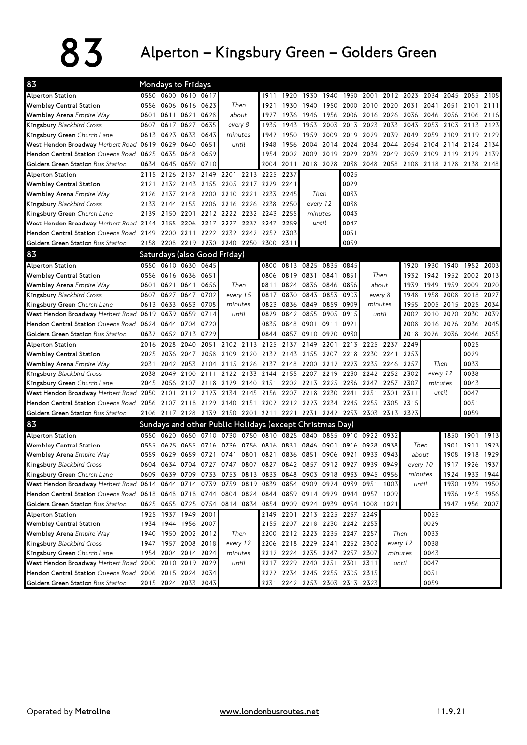# 83 Alperton – Kingsbury Green – Golders Green

## 83 Mondays to Fridays

| Stop | | | | | | | | | | | | | | | | | | | |
|---|---|---|---|---|---|---|---|---|---|---|---|---|---|---|---|---|---|---|---|
| Alperton Station | 0550 | 0600 | 0610 | 0617 | | | 1911 | 1920 | 1930 | 1940 | 1950 | 2001 | 2012 | 2023 | 2034 | 2045 | 2055 | 2105 |
| Wembley Central Station | 0556 | 0606 | 0616 | 0623 | Then | | 1921 | 1930 | 1940 | 1950 | 2000 | 2010 | 2020 | 2031 | 2041 | 2051 | 2101 | 2111 |
| Wembley Arena *Empire Way* | 0601 | 0611 | 0621 | 0628 | about | | 1927 | 1936 | 1946 | 1956 | 2006 | 2016 | 2026 | 2036 | 2046 | 2056 | 2106 | 2116 |
| Kingsbury *Blackbird Cross* | 0607 | 0617 | 0627 | 0635 | every 8 | | 1935 | 1943 | 1953 | 2003 | 2013 | 2023 | 2033 | 2043 | 2053 | 2103 | 2113 | 2123 |
| Kingsbury Green *Church Lane* | 0613 | 0623 | 0633 | 0643 | minutes | | 1942 | 1950 | 1959 | 2009 | 2019 | 2029 | 2039 | 2049 | 2059 | 2109 | 2119 | 2129 |
| West Hendon Broadway *Herbert Road* | 0619 | 0629 | 0640 | 0651 | until | | 1948 | 1956 | 2004 | 2014 | 2024 | 2034 | 2044 | 2054 | 2104 | 2114 | 2124 | 2134 |
| Hendon Central Station *Queens Road* | 0625 | 0635 | 0648 | 0659 | | | 1954 | 2002 | 2009 | 2019 | 2029 | 2039 | 2049 | 2059 | 2109 | 2119 | 2129 | 2139 |
| Golders Green Station *Bus Station* | 0634 | 0645 | 0659 | 0710 | | | 2004 | 2011 | 2018 | 2028 | 2038 | 2048 | 2058 | 2108 | 2118 | 2128 | 2138 | 2148 |

| Stop | | | | | | | | | | | |
|---|---|---|---|---|---|---|---|---|---|---|---|
| Alperton Station | 2115 | 2126 | 2137 | 2149 | 2201 | 2213 | 2225 | 2237 | | | 0025 |
| Wembley Central Station | 2121 | 2132 | 2143 | 2155 | 2205 | 2217 | 2229 | 2241 | | | 0029 |
| Wembley Arena *Empire Way* | 2126 | 2137 | 2148 | 2200 | 2210 | 2221 | 2233 | 2245 | Then | | 0033 |
| Kingsbury *Blackbird Cross* | 2133 | 2144 | 2155 | 2206 | 2216 | 2226 | 2238 | 2250 | every 12 | | 0038 |
| Kingsbury Green *Church Lane* | 2139 | 2150 | 2201 | 2212 | 2222 | 2232 | 2243 | 2255 | minutes | | 0043 |
| West Hendon Broadway *Herbert Road* | 2144 | 2155 | 2206 | 2217 | 2227 | 2237 | 2247 | 2259 | until | | 0047 |
| Hendon Central Station *Queens Road* | 2149 | 2200 | 2211 | 2222 | 2232 | 2242 | 2252 | 2303 | | | 0051 |
| Golders Green Station *Bus Station* | 2158 | 2208 | 2219 | 2230 | 2240 | 2250 | 2300 | 2311 | | | 0059 |

## 83 Saturdays (also Good Friday)

| Stop | | | | | | | | | | | | | | | | | | | |
|---|---|---|---|---|---|---|---|---|---|---|---|---|---|---|---|---|---|---|---|
| Alperton Station | 0550 | 0610 | 0630 | 0645 | | | 0800 | 0813 | 0825 | 0835 | 0845 | | | 1920 | 1930 | 1940 | 1952 | 2003 |
| Wembley Central Station | 0556 | 0616 | 0636 | 0651 | | | 0806 | 0819 | 0831 | 0841 | 0851 | Then | | 1932 | 1942 | 1952 | 2002 | 2013 |
| Wembley Arena *Empire Way* | 0601 | 0621 | 0641 | 0656 | Then | | 0811 | 0824 | 0836 | 0846 | 0856 | about | | 1939 | 1949 | 1959 | 2009 | 2020 |
| Kingsbury *Blackbird Cross* | 0607 | 0627 | 0647 | 0702 | every 15 | | 0817 | 0830 | 0843 | 0853 | 0903 | every 8 | | 1948 | 1958 | 2008 | 2018 | 2027 |
| Kingsbury Green *Church Lane* | 0613 | 0633 | 0653 | 0708 | minutes | | 0823 | 0836 | 0849 | 0859 | 0909 | minutes | | 1955 | 2005 | 2015 | 2025 | 2034 |
| West Hendon Broadway *Herbert Road* | 0619 | 0639 | 0659 | 0714 | until | | 0829 | 0842 | 0855 | 0905 | 0915 | until | | 2002 | 2010 | 2020 | 2030 | 2039 |
| Hendon Central Station *Queens Road* | 0624 | 0644 | 0704 | 0720 | | | 0835 | 0848 | 0901 | 0911 | 0921 | | | 2008 | 2016 | 2026 | 2036 | 2045 |
| Golders Green Station *Bus Station* | 0632 | 0652 | 0713 | 0729 | | | 0844 | 0857 | 0910 | 0920 | 0930 | | | 2018 | 2026 | 2036 | 2046 | 2055 |

| Stop | | | | | | | | | | | | | | | | |
|---|---|---|---|---|---|---|---|---|---|---|---|---|---|---|---|---|
| Alperton Station | 2016 | 2028 | 2040 | 2051 | 2102 | 2113 | 2125 | 2137 | 2149 | 2201 | 2213 | 2225 | 2237 | 2249 | | 0025 |
| Wembley Central Station | 2025 | 2036 | 2047 | 2058 | 2109 | 2120 | 2132 | 2143 | 2155 | 2207 | 2218 | 2230 | 2241 | 2253 | | 0029 |
| Wembley Arena *Empire Way* | 2031 | 2042 | 2053 | 2104 | 2115 | 2126 | 2137 | 2148 | 2200 | 2212 | 2223 | 2235 | 2246 | 2257 | Then | 0033 |
| Kingsbury *Blackbird Cross* | 2038 | 2049 | 2100 | 2111 | 2122 | 2133 | 2144 | 2155 | 2207 | 2219 | 2230 | 2242 | 2252 | 2302 | every 12 | 0038 |
| Kingsbury Green *Church Lane* | 2045 | 2056 | 2107 | 2118 | 2129 | 2140 | 2151 | 2202 | 2213 | 2225 | 2236 | 2247 | 2257 | 2307 | minutes | 0043 |
| West Hendon Broadway *Herbert Road* | 2050 | 2101 | 2112 | 2123 | 2134 | 2145 | 2156 | 2207 | 2218 | 2230 | 2241 | 2251 | 2301 | 2311 | until | 0047 |
| Hendon Central Station *Queens Road* | 2056 | 2107 | 2118 | 2129 | 2140 | 2151 | 2202 | 2212 | 2223 | 2234 | 2245 | 2255 | 2305 | 2315 | | 0051 |
| Golders Green Station *Bus Station* | 2106 | 2117 | 2128 | 2139 | 2150 | 2201 | 2211 | 2221 | 2231 | 2242 | 2253 | 2303 | 2313 | 2323 | | 0059 |

## 83 Sundays and other Public Holidays (except Christmas Day)

| Stop | | | | | | | | | | | | | | | | | | |
|---|---|---|---|---|---|---|---|---|---|---|---|---|---|---|---|---|---|---|
| Alperton Station | 0550 | 0620 | 0650 | 0710 | 0730 | 0750 | 0810 | 0825 | 0840 | 0855 | 0910 | 0922 | 0932 | | 1850 | 1901 | 1913 |
| Wembley Central Station | 0555 | 0625 | 0655 | 0716 | 0736 | 0756 | 0816 | 0831 | 0846 | 0901 | 0916 | 0928 | 0938 | Then | 1901 | 1911 | 1923 |
| Wembley Arena *Empire Way* | 0559 | 0629 | 0659 | 0721 | 0741 | 0801 | 0821 | 0836 | 0851 | 0906 | 0921 | 0933 | 0943 | about | 1908 | 1918 | 1929 |
| Kingsbury *Blackbird Cross* | 0604 | 0634 | 0704 | 0727 | 0747 | 0807 | 0827 | 0842 | 0857 | 0912 | 0927 | 0939 | 0949 | every 10 | 1917 | 1926 | 1937 |
| Kingsbury Green *Church Lane* | 0609 | 0639 | 0709 | 0733 | 0753 | 0813 | 0833 | 0848 | 0903 | 0918 | 0933 | 0945 | 0956 | minutes | 1924 | 1933 | 1944 |
| West Hendon Broadway *Herbert Road* | 0614 | 0644 | 0714 | 0739 | 0759 | 0819 | 0839 | 0854 | 0909 | 0924 | 0939 | 0951 | 1003 | until | 1930 | 1939 | 1950 |
| Hendon Central Station *Queens Road* | 0618 | 0648 | 0718 | 0744 | 0804 | 0824 | 0844 | 0859 | 0914 | 0929 | 0944 | 0957 | 1009 | | 1936 | 1945 | 1956 |
| Golders Green Station *Bus Station* | 0625 | 0655 | 0725 | 0754 | 0814 | 0834 | 0854 | 0909 | 0924 | 0939 | 0954 | 1008 | 1021 | | 1947 | 1956 | 2007 |

| Stop | | | | | | | | | | | | | | | |
|---|---|---|---|---|---|---|---|---|---|---|---|---|---|---|---|
| Alperton Station | 1925 | 1937 | 1949 | 2001 | | | 2149 | 2201 | 2213 | 2225 | 2237 | 2249 | | | 0025 |
| Wembley Central Station | 1934 | 1944 | 1956 | 2007 | | | 2155 | 2207 | 2218 | 2230 | 2242 | 2253 | | | 0029 |
| Wembley Arena *Empire Way* | 1940 | 1950 | 2002 | 2012 | Then | | 2200 | 2212 | 2223 | 2235 | 2247 | 2257 | Then | | 0033 |
| Kingsbury *Blackbird Cross* | 1947 | 1957 | 2008 | 2018 | every 12 | | 2206 | 2218 | 2229 | 2241 | 2252 | 2302 | every 12 | | 0038 |
| Kingsbury Green *Church Lane* | 1954 | 2004 | 2014 | 2024 | minutes | | 2212 | 2224 | 2235 | 2247 | 2257 | 2307 | minutes | | 0043 |
| West Hendon Broadway *Herbert Road* | 2000 | 2010 | 2019 | 2029 | until | | 2217 | 2229 | 2240 | 2251 | 2301 | 2311 | until | | 0047 |
| Hendon Central Station *Queens Road* | 2006 | 2015 | 2024 | 2034 | | | 2222 | 2234 | 2245 | 2255 | 2305 | 2315 | | | 0051 |
| Golders Green Station *Bus Station* | 2015 | 2024 | 2033 | 2043 | | | 2231 | 2242 | 2253 | 2303 | 2313 | 2323 | | | 0059 |

Operated by **Metroline** www.londonbusroutes.net 11.9.21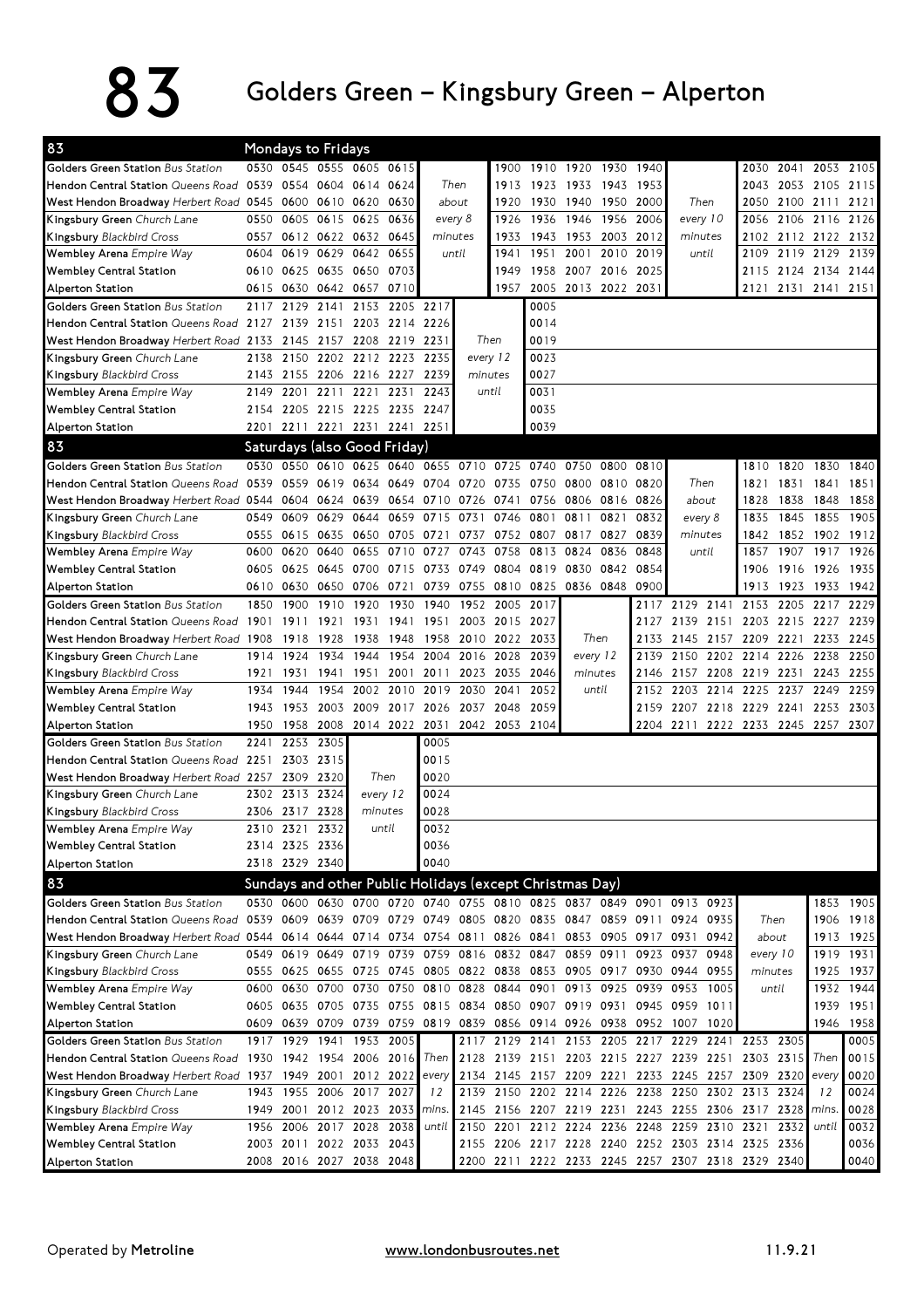# 83 Golders Green – Kingsbury Green – Alperton

## 83 Mondays to Fridays

| | | | | | | | | | | | | | | | | |
|---|---|---|---|---|---|---|---|---|---|---|---|---|---|---|---|---|
| **Golders Green Station** *Bus Station* | 0530 | 0545 | 0555 | 0605 | 0615 | | 1900 | 1910 | 1920 | 1930 | 1940 | | 2030 | 2041 | 2053 | 2105 |
| **Hendon Central Station** *Queens Road* | 0539 | 0554 | 0604 | 0614 | 0624 | Then | 1913 | 1923 | 1933 | 1943 | 1953 | | 2043 | 2053 | 2105 | 2115 |
| **West Hendon Broadway** *Herbert Road* | 0545 | 0600 | 0610 | 0620 | 0630 | about | 1920 | 1930 | 1940 | 1950 | 2000 | Then | 2050 | 2100 | 2111 | 2121 |
| **Kingsbury Green** *Church Lane* | 0550 | 0605 | 0615 | 0625 | 0636 | every 8 | 1926 | 1936 | 1946 | 1956 | 2006 | every 10 | 2056 | 2106 | 2116 | 2126 |
| **Kingsbury** *Blackbird Cross* | 0557 | 0612 | 0622 | 0632 | 0645 | minutes | 1933 | 1943 | 1953 | 2003 | 2012 | minutes | 2102 | 2112 | 2122 | 2132 |
| **Wembley Arena** *Empire Way* | 0604 | 0619 | 0629 | 0642 | 0655 | until | 1941 | 1951 | 2001 | 2010 | 2019 | until | 2109 | 2119 | 2129 | 2139 |
| **Wembley Central Station** | 0610 | 0625 | 0635 | 0650 | 0703 | | 1949 | 1958 | 2007 | 2016 | 2025 | | 2115 | 2124 | 2134 | 2144 |
| **Alperton Station** | 0615 | 0630 | 0642 | 0657 | 0710 | | 1957 | 2005 | 2013 | 2022 | 2031 | | 2121 | 2131 | 2141 | 2151 |

| | | | | | | | | |
|---|---|---|---|---|---|---|---|---|
| **Golders Green Station** *Bus Station* | 2117 | 2129 | 2141 | 2153 | 2205 | 2217 | | 0005 |
| **Hendon Central Station** *Queens Road* | 2127 | 2139 | 2151 | 2203 | 2214 | 2226 | | 0014 |
| **West Hendon Broadway** *Herbert Road* | 2133 | 2145 | 2157 | 2208 | 2219 | 2231 | Then | 0019 |
| **Kingsbury Green** *Church Lane* | 2138 | 2150 | 2202 | 2212 | 2223 | 2235 | every 12 | 0023 |
| **Kingsbury** *Blackbird Cross* | 2143 | 2155 | 2206 | 2216 | 2227 | 2239 | minutes | 0027 |
| **Wembley Arena** *Empire Way* | 2149 | 2201 | 2211 | 2221 | 2231 | 2243 | until | 0031 |
| **Wembley Central Station** | 2154 | 2205 | 2215 | 2225 | 2235 | 2247 | | 0035 |
| **Alperton Station** | 2201 | 2211 | 2221 | 2231 | 2241 | 2251 | | 0039 |

## 83 Saturdays (also Good Friday)

| | | | | | | | | | | | | | | | | | |
|---|---|---|---|---|---|---|---|---|---|---|---|---|---|---|---|---|---|
| **Golders Green Station** *Bus Station* | 0530 | 0550 | 0610 | 0625 | 0640 | 0655 | 0710 | 0725 | 0740 | 0750 | 0800 | 0810 | | 1810 | 1820 | 1830 | 1840 |
| **Hendon Central Station** *Queens Road* | 0539 | 0559 | 0619 | 0634 | 0649 | 0704 | 0720 | 0735 | 0750 | 0800 | 0810 | 0820 | Then | 1821 | 1831 | 1841 | 1851 |
| **West Hendon Broadway** *Herbert Road* | 0544 | 0604 | 0624 | 0639 | 0654 | 0710 | 0726 | 0741 | 0756 | 0806 | 0816 | 0826 | about | 1828 | 1838 | 1848 | 1858 |
| **Kingsbury Green** *Church Lane* | 0549 | 0609 | 0629 | 0644 | 0659 | 0715 | 0731 | 0746 | 0801 | 0811 | 0821 | 0832 | every 8 | 1835 | 1845 | 1855 | 1905 |
| **Kingsbury** *Blackbird Cross* | 0555 | 0615 | 0635 | 0650 | 0705 | 0721 | 0737 | 0752 | 0807 | 0817 | 0827 | 0839 | minutes | 1842 | 1852 | 1902 | 1912 |
| **Wembley Arena** *Empire Way* | 0600 | 0620 | 0640 | 0655 | 0710 | 0727 | 0743 | 0758 | 0813 | 0824 | 0836 | 0848 | until | 1857 | 1907 | 1917 | 1926 |
| **Wembley Central Station** | 0605 | 0625 | 0645 | 0700 | 0715 | 0733 | 0749 | 0804 | 0819 | 0830 | 0842 | 0854 | | 1906 | 1916 | 1926 | 1935 |
| **Alperton Station** | 0610 | 0630 | 0650 | 0706 | 0721 | 0739 | 0755 | 0810 | 0825 | 0836 | 0848 | 0900 | | 1913 | 1923 | 1933 | 1942 |

| | | | | | | | | | | | | | | | | | |
|---|---|---|---|---|---|---|---|---|---|---|---|---|---|---|---|---|---|
| **Golders Green Station** *Bus Station* | 1850 | 1900 | 1910 | 1920 | 1930 | 1940 | 1952 | 2005 | 2017 | | 2117 | 2129 | 2141 | 2153 | 2205 | 2217 | 2229 |
| **Hendon Central Station** *Queens Road* | 1901 | 1911 | 1921 | 1931 | 1941 | 1951 | 2003 | 2015 | 2027 | | 2127 | 2139 | 2151 | 2203 | 2215 | 2227 | 2239 |
| **West Hendon Broadway** *Herbert Road* | 1908 | 1918 | 1928 | 1938 | 1948 | 1958 | 2010 | 2022 | 2033 | Then | 2133 | 2145 | 2157 | 2209 | 2221 | 2233 | 2245 |
| **Kingsbury Green** *Church Lane* | 1914 | 1924 | 1934 | 1944 | 1954 | 2004 | 2016 | 2028 | 2039 | every 12 | 2139 | 2150 | 2202 | 2214 | 2226 | 2238 | 2250 |
| **Kingsbury** *Blackbird Cross* | 1921 | 1931 | 1941 | 1951 | 2001 | 2011 | 2023 | 2035 | 2046 | minutes | 2146 | 2157 | 2208 | 2219 | 2231 | 2243 | 2255 |
| **Wembley Arena** *Empire Way* | 1934 | 1944 | 1954 | 2002 | 2010 | 2019 | 2030 | 2041 | 2052 | until | 2152 | 2203 | 2214 | 2225 | 2237 | 2249 | 2259 |
| **Wembley Central Station** | 1943 | 1953 | 2003 | 2009 | 2017 | 2026 | 2037 | 2048 | 2059 | | 2159 | 2207 | 2218 | 2229 | 2241 | 2253 | 2303 |
| **Alperton Station** | 1950 | 1958 | 2008 | 2014 | 2022 | 2031 | 2042 | 2053 | 2104 | | 2204 | 2211 | 2222 | 2233 | 2245 | 2257 | 2307 |

| | | | | | |
|---|---|---|---|---|---|
| **Golders Green Station** *Bus Station* | 2241 | 2253 | 2305 | | 0005 |
| **Hendon Central Station** *Queens Road* | 2251 | 2303 | 2315 | | 0015 |
| **West Hendon Broadway** *Herbert Road* | 2257 | 2309 | 2320 | Then | 0020 |
| **Kingsbury Green** *Church Lane* | 2302 | 2313 | 2324 | every 12 | 0024 |
| **Kingsbury** *Blackbird Cross* | 2306 | 2317 | 2328 | minutes | 0028 |
| **Wembley Arena** *Empire Way* | 2310 | 2321 | 2332 | until | 0032 |
| **Wembley Central Station** | 2314 | 2325 | 2336 | | 0036 |
| **Alperton Station** | 2318 | 2329 | 2340 | | 0040 |

## 83 Sundays and other Public Holidays (except Christmas Day)

| | | | | | | | | | | | | | | | | | |
|---|---|---|---|---|---|---|---|---|---|---|---|---|---|---|---|---|---|
| **Golders Green Station** *Bus Station* | 0530 | 0600 | 0630 | 0700 | 0720 | 0740 | 0755 | 0810 | 0825 | 0837 | 0849 | 0901 | 0913 | 0923 | | 1853 | 1905 |
| **Hendon Central Station** *Queens Road* | 0539 | 0609 | 0639 | 0709 | 0729 | 0749 | 0805 | 0820 | 0835 | 0847 | 0859 | 0911 | 0924 | 0935 | Then | 1906 | 1918 |
| **West Hendon Broadway** *Herbert Road* | 0544 | 0614 | 0644 | 0714 | 0734 | 0754 | 0811 | 0826 | 0841 | 0853 | 0905 | 0917 | 0931 | 0942 | about | 1913 | 1925 |
| **Kingsbury Green** *Church Lane* | 0549 | 0619 | 0649 | 0719 | 0739 | 0759 | 0816 | 0832 | 0847 | 0859 | 0911 | 0923 | 0937 | 0948 | every 10 | 1919 | 1931 |
| **Kingsbury** *Blackbird Cross* | 0555 | 0625 | 0655 | 0725 | 0745 | 0805 | 0822 | 0838 | 0853 | 0905 | 0917 | 0930 | 0944 | 0955 | minutes | 1925 | 1937 |
| **Wembley Arena** *Empire Way* | 0600 | 0630 | 0700 | 0730 | 0750 | 0810 | 0828 | 0844 | 0901 | 0913 | 0925 | 0939 | 0953 | 1005 | until | 1932 | 1944 |
| **Wembley Central Station** | 0605 | 0635 | 0705 | 0735 | 0755 | 0815 | 0834 | 0850 | 0907 | 0919 | 0931 | 0945 | 0959 | 1011 | | 1939 | 1951 |
| **Alperton Station** | 0609 | 0639 | 0709 | 0739 | 0759 | 0819 | 0839 | 0856 | 0914 | 0926 | 0938 | 0952 | 1007 | 1020 | | 1946 | 1958 |

| | | | | | | | | | | | | | | | | | |
|---|---|---|---|---|---|---|---|---|---|---|---|---|---|---|---|---|---|
| **Golders Green Station** *Bus Station* | 1917 | 1929 | 1941 | 1953 | 2005 | | 2117 | 2129 | 2141 | 2153 | 2205 | 2217 | 2229 | 2241 | 2253 | 2305 | | 0005 |
| **Hendon Central Station** *Queens Road* | 1930 | 1942 | 1954 | 2006 | 2016 | Then | 2128 | 2139 | 2151 | 2203 | 2215 | 2227 | 2239 | 2251 | 2303 | 2315 | Then | 0015 |
| **West Hendon Broadway** *Herbert Road* | 1937 | 1949 | 2001 | 2012 | 2022 | every | 2134 | 2145 | 2157 | 2209 | 2221 | 2233 | 2245 | 2257 | 2309 | 2320 | every | 0020 |
| **Kingsbury Green** *Church Lane* | 1943 | 1955 | 2006 | 2017 | 2027 | 12 | 2139 | 2150 | 2202 | 2214 | 2226 | 2238 | 2250 | 2302 | 2313 | 2324 | 12 | 0024 |
| **Kingsbury** *Blackbird Cross* | 1949 | 2001 | 2012 | 2023 | 2033 | mins. | 2145 | 2156 | 2207 | 2219 | 2231 | 2243 | 2255 | 2306 | 2317 | 2328 | mins. | 0028 |
| **Wembley Arena** *Empire Way* | 1956 | 2006 | 2017 | 2028 | 2038 | until | 2150 | 2201 | 2212 | 2224 | 2236 | 2248 | 2259 | 2310 | 2321 | 2332 | until | 0032 |
| **Wembley Central Station** | 2003 | 2011 | 2022 | 2033 | 2043 | | 2155 | 2206 | 2217 | 2228 | 2240 | 2252 | 2303 | 2314 | 2325 | 2336 | | 0036 |
| **Alperton Station** | 2008 | 2016 | 2027 | 2038 | 2048 | | 2200 | 2211 | 2222 | 2233 | 2245 | 2257 | 2307 | 2318 | 2329 | 2340 | | 0040 |

Operated by **Metroline**　　www.londonbusroutes.net　　11.9.21